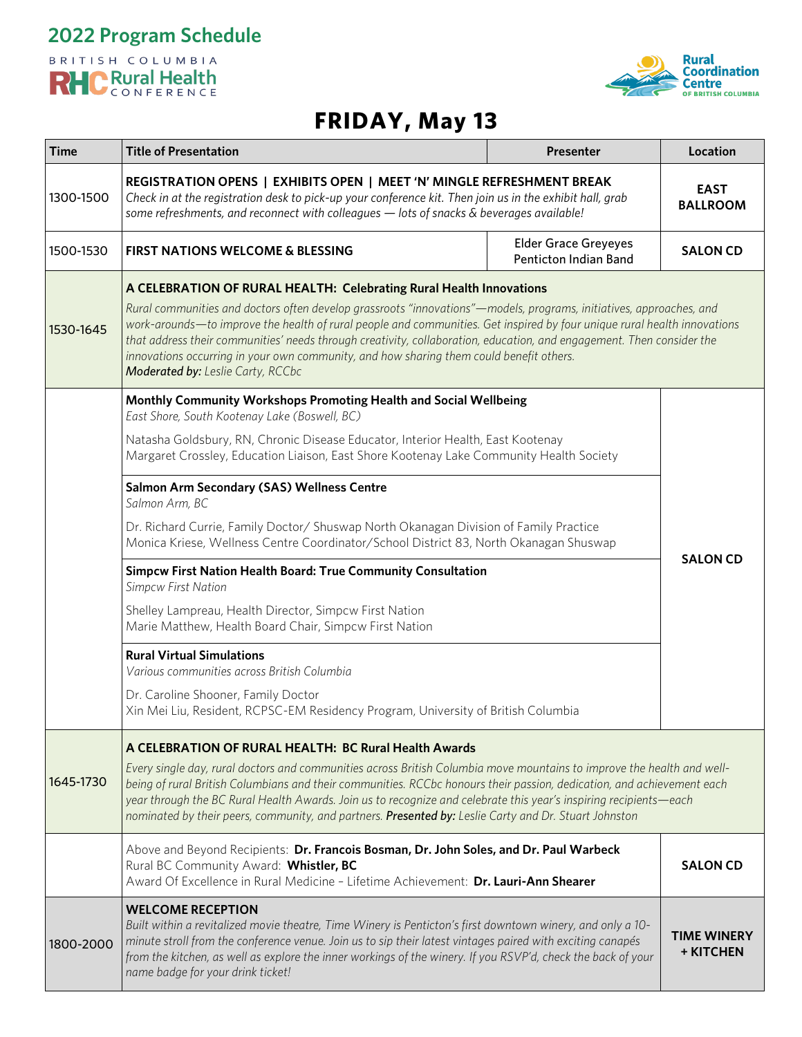# 2022 Program Schedule

BRITISH COLUMBIA RHC Rural Health CONFERENCE

Rural Coordination Centre OF BRITISH COLUMBIA

## FRIDAY, May 13

| Time | Title of Presentation | Presenter | Location |
|---|---|---|---|
| 1300-1500 | **REGISTRATION OPENS \| EXHIBITS OPEN \| MEET 'N' MINGLE REFRESHMENT BREAK**<br>*Check in at the registration desk to pick-up your conference kit. Then join us in the exhibit hall, grab some refreshments, and reconnect with colleagues — lots of snacks & beverages available!* | | **EAST BALLROOM** |
| 1500-1530 | **FIRST NATIONS WELCOME & BLESSING** | Elder Grace Greyeyes<br>Penticton Indian Band | **SALON CD** |
| 1530-1645 | **A CELEBRATION OF RURAL HEALTH: Celebrating Rural Health Innovations**<br>*Rural communities and doctors often develop grassroots "innovations"—models, programs, initiatives, approaches, and work-arounds—to improve the health of rural people and communities. Get inspired by four unique rural health innovations that address their communities' needs through creativity, collaboration, education, and engagement. Then consider the innovations occurring in your own community, and how sharing them could benefit others.*<br>***Moderated by:** Leslie Carty, RCCbc* | | |
| | **Monthly Community Workshops Promoting Health and Social Wellbeing**<br>*East Shore, South Kootenay Lake (Boswell, BC)*<br>Natasha Goldsbury, RN, Chronic Disease Educator, Interior Health, East Kootenay<br>Margaret Crossley, Education Liaison, East Shore Kootenay Lake Community Health Society | | **SALON CD** |
| | **Salmon Arm Secondary (SAS) Wellness Centre**<br>*Salmon Arm, BC*<br>Dr. Richard Currie, Family Doctor/ Shuswap North Okanagan Division of Family Practice<br>Monica Kriese, Wellness Centre Coordinator/School District 83, North Okanagan Shuswap | | **SALON CD** |
| | **Simpcw First Nation Health Board: True Community Consultation**<br>*Simpcw First Nation*<br>Shelley Lampreau, Health Director, Simpcw First Nation<br>Marie Matthew, Health Board Chair, Simpcw First Nation | | **SALON CD** |
| | **Rural Virtual Simulations**<br>*Various communities across British Columbia*<br>Dr. Caroline Shooner, Family Doctor<br>Xin Mei Liu, Resident, RCPSC-EM Residency Program, University of British Columbia | | **SALON CD** |
| 1645-1730 | **A CELEBRATION OF RURAL HEALTH: BC Rural Health Awards**<br>*Every single day, rural doctors and communities across British Columbia move mountains to improve the health and well-being of rural British Columbians and their communities. RCCbc honours their passion, dedication, and achievement each year through the BC Rural Health Awards. Join us to recognize and celebrate this year's inspiring recipients—each nominated by their peers, community, and partners.* ***Presented by:** Leslie Carty and Dr. Stuart Johnston* | | |
| | Above and Beyond Recipients: **Dr. Francois Bosman, Dr. John Soles, and Dr. Paul Warbeck**<br>Rural BC Community Award: **Whistler, BC**<br>Award Of Excellence in Rural Medicine – Lifetime Achievement: **Dr. Lauri-Ann Shearer** | | **SALON CD** |
| 1800-2000 | **WELCOME RECEPTION**<br>*Built within a revitalized movie theatre, Time Winery is Penticton's first downtown winery, and only a 10-minute stroll from the conference venue. Join us to sip their latest vintages paired with exciting canapés from the kitchen, as well as explore the inner workings of the winery. If you RSVP'd, check the back of your name badge for your drink ticket!* | | **TIME WINERY + KITCHEN** |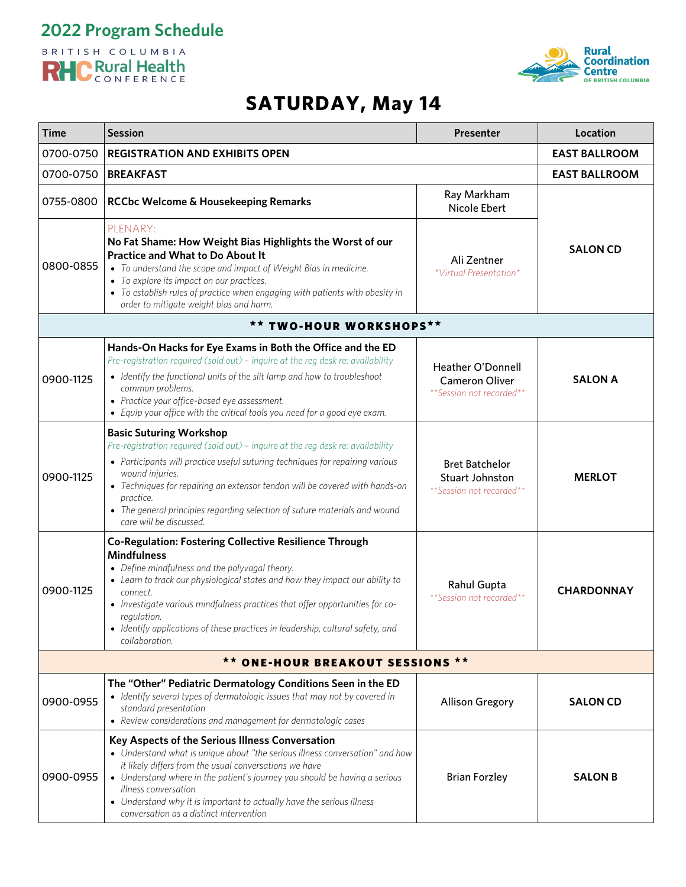## 2022 Program Schedule

BRITISH COLUMBIA RHC Rural Health CONFERENCE

Rural Coordination Centre OF BRITISH COLUMBIA

# SATURDAY, May 14

| Time | Session | Presenter | Location |
|---|---|---|---|
| 0700-0750 | **REGISTRATION AND EXHIBITS OPEN** | | **EAST BALLROOM** |
| 0700-0750 | **BREAKFAST** | | **EAST BALLROOM** |
| 0755-0800 | **RCCbc Welcome & Housekeeping Remarks** | Ray Markham<br>Nicole Ebert | **SALON CD** |
| 0800-0855 | PLENARY:<br>**No Fat Shame: How Weight Bias Highlights the Worst of our Practice and What to Do About It**<br>• *To understand the scope and impact of Weight Bias in medicine.*<br>• *To explore its impact on our practices.*<br>• *To establish rules of practice when engaging with patients with obesity in order to mitigate weight bias and harm.* | Ali Zentner<br>*\*Virtual Presentation\** | **SALON CD** |
| | **\*\* TWO-HOUR WORKSHOPS\*\*** | | |
| 0900-1125 | **Hands-On Hacks for Eye Exams in Both the Office and the ED**<br>*Pre-registration required (sold out) – inquire at the reg desk re: availability*<br>• *Identify the functional units of the slit lamp and how to troubleshoot common problems.*<br>• *Practice your office-based eye assessment.*<br>• *Equip your office with the critical tools you need for a good eye exam.* | Heather O'Donnell<br>Cameron Oliver<br>*\*\*Session not recorded\*\** | **SALON A** |
| 0900-1125 | **Basic Suturing Workshop**<br>*Pre-registration required (sold out) – inquire at the reg desk re: availability*<br>• *Participants will practice useful suturing techniques for repairing various wound injuries.*<br>• *Techniques for repairing an extensor tendon will be covered with hands-on practice.*<br>• *The general principles regarding selection of suture materials and wound care will be discussed.* | Bret Batchelor<br>Stuart Johnston<br>*\*\*Session not recorded\*\** | **MERLOT** |
| 0900-1125 | **Co-Regulation: Fostering Collective Resilience Through Mindfulness**<br>• *Define mindfulness and the polyvagal theory.*<br>• *Learn to track our physiological states and how they impact our ability to connect.*<br>• *Investigate various mindfulness practices that offer opportunities for co-regulation.*<br>• *Identify applications of these practices in leadership, cultural safety, and collaboration.* | Rahul Gupta<br>*\*\*Session not recorded\*\** | **CHARDONNAY** |
| | **\*\* ONE-HOUR BREAKOUT SESSIONS \*\*** | | |
| 0900-0955 | **The "Other" Pediatric Dermatology Conditions Seen in the ED**<br>• *Identify several types of dermatologic issues that may not by covered in standard presentation*<br>• *Review considerations and management for dermatologic cases* | Allison Gregory | **SALON CD** |
| 0900-0955 | **Key Aspects of the Serious Illness Conversation**<br>• *Understand what is unique about "the serious illness conversation" and how it likely differs from the usual conversations we have*<br>• *Understand where in the patient's journey you should be having a serious illness conversation*<br>• *Understand why it is important to actually have the serious illness conversation as a distinct intervention* | Brian Forzley | **SALON B** |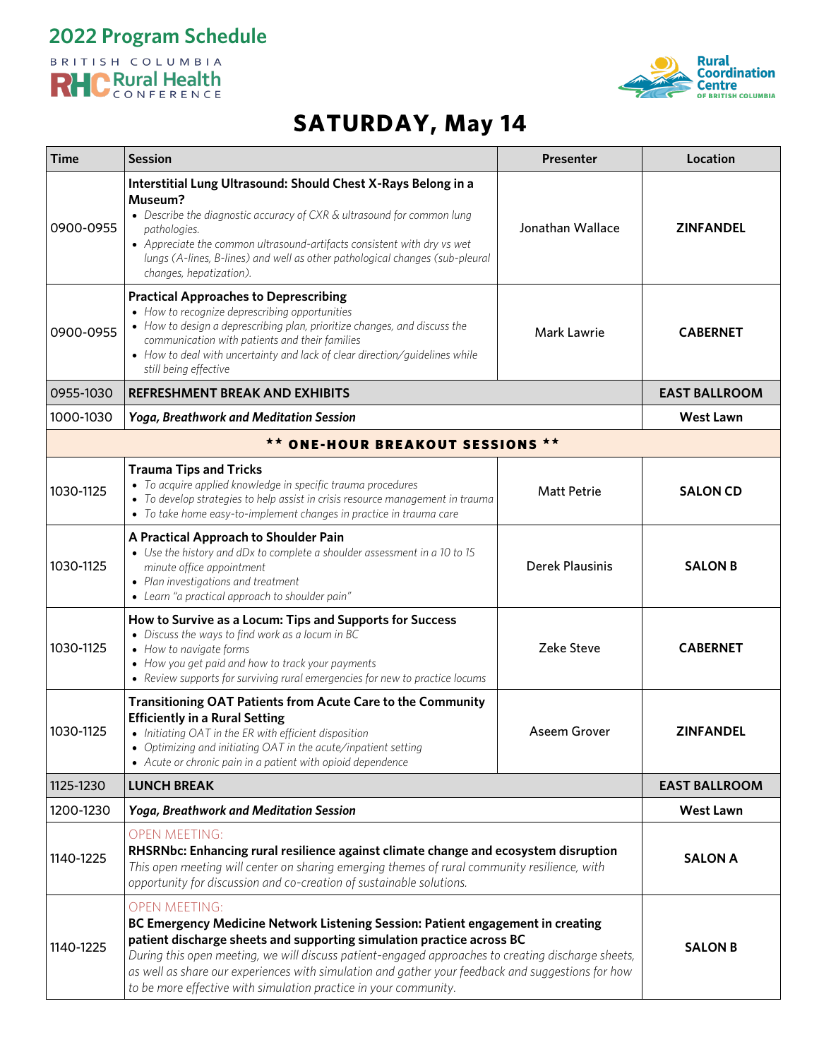# 2022 Program Schedule

BRITISH COLUMBIA RHC Rural Health CONFERENCE

Rural Coordination Centre OF BRITISH COLUMBIA

## SATURDAY, May 14

| Time | Session | Presenter | Location |
|---|---|---|---|
| 0900-0955 | **Interstitial Lung Ultrasound: Should Chest X-Rays Belong in a Museum?**<br>• *Describe the diagnostic accuracy of CXR & ultrasound for common lung pathologies.*<br>• *Appreciate the common ultrasound-artifacts consistent with dry vs wet lungs (A-lines, B-lines) and well as other pathological changes (sub-pleural changes, hepatization).* | Jonathan Wallace | **ZINFANDEL** |
| 0900-0955 | **Practical Approaches to Deprescribing**<br>• *How to recognize deprescribing opportunities*<br>• *How to design a deprescribing plan, prioritize changes, and discuss the communication with patients and their families*<br>• *How to deal with uncertainty and lack of clear direction/guidelines while still being effective* | Mark Lawrie | **CABERNET** |
| 0955-1030 | **REFRESHMENT BREAK AND EXHIBITS** | | **EAST BALLROOM** |
| 1000-1030 | ***Yoga, Breathwork and Meditation Session*** | | **West Lawn** |
| | **\*\* ONE-HOUR BREAKOUT SESSIONS \*\*** | | |
| 1030-1125 | **Trauma Tips and Tricks**<br>• *To acquire applied knowledge in specific trauma procedures*<br>• *To develop strategies to help assist in crisis resource management in trauma*<br>• *To take home easy-to-implement changes in practice in trauma care* | Matt Petrie | **SALON CD** |
| 1030-1125 | **A Practical Approach to Shoulder Pain**<br>• *Use the history and dDx to complete a shoulder assessment in a 10 to 15 minute office appointment*<br>• *Plan investigations and treatment*<br>• *Learn "a practical approach to shoulder pain"* | Derek Plausinis | **SALON B** |
| 1030-1125 | **How to Survive as a Locum: Tips and Supports for Success**<br>• *Discuss the ways to find work as a locum in BC*<br>• *How to navigate forms*<br>• *How you get paid and how to track your payments*<br>• *Review supports for surviving rural emergencies for new to practice locums* | Zeke Steve | **CABERNET** |
| 1030-1125 | **Transitioning OAT Patients from Acute Care to the Community Efficiently in a Rural Setting**<br>• *Initiating OAT in the ER with efficient disposition*<br>• *Optimizing and initiating OAT in the acute/inpatient setting*<br>• *Acute or chronic pain in a patient with opioid dependence* | Aseem Grover | **ZINFANDEL** |
| 1125-1230 | **LUNCH BREAK** | | **EAST BALLROOM** |
| 1200-1230 | ***Yoga, Breathwork and Meditation Session*** | | **West Lawn** |
| 1140-1225 | OPEN MEETING:<br>**RHSRNbc: Enhancing rural resilience against climate change and ecosystem disruption**<br>*This open meeting will center on sharing emerging themes of rural community resilience, with opportunity for discussion and co-creation of sustainable solutions.* | | **SALON A** |
| 1140-1225 | OPEN MEETING:<br>**BC Emergency Medicine Network Listening Session: Patient engagement in creating patient discharge sheets and supporting simulation practice across BC**<br>*During this open meeting, we will discuss patient-engaged approaches to creating discharge sheets, as well as share our experiences with simulation and gather your feedback and suggestions for how to be more effective with simulation practice in your community.* | | **SALON B** |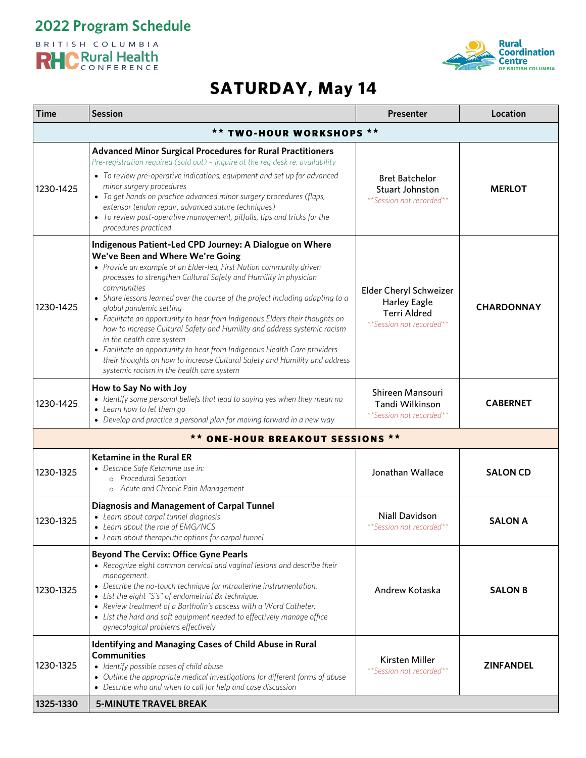## 2022 Program Schedule

BRITISH COLUMBIA RHC Rural Health CONFERENCE

Rural Coordination Centre OF BRITISH COLUMBIA

# SATURDAY, May 14

| Time | Session | Presenter | Location |
|---|---|---|---|
| | **\*\* TWO-HOUR WORKSHOPS \*\*** | | |
| 1230-1425 | **Advanced Minor Surgical Procedures for Rural Practitioners**<br>*Pre-registration required (sold out) – inquire at the reg desk re: availability*<br>• *To review pre-operative indications, equipment and set up for advanced minor surgery procedures*<br>• *To get hands on practice advanced minor surgery procedures (flaps, extensor tendon repair, advanced suture techniques)*<br>• *To review post-operative management, pitfalls, tips and tricks for the procedures practiced* | Bret Batchelor<br>Stuart Johnston<br>*\*\*Session not recorded\*\** | **MERLOT** |
| 1230-1425 | **Indigenous Patient-Led CPD Journey: A Dialogue on Where We've Been and Where We're Going**<br>• *Provide an example of an Elder-led, First Nation community driven processes to strengthen Cultural Safety and Humility in physician communities*<br>• *Share lessons learned over the course of the project including adapting to a global pandemic setting*<br>• *Facilitate an opportunity to hear from Indigenous Elders their thoughts on how to increase Cultural Safety and Humility and address systemic racism in the health care system*<br>• *Facilitate an opportunity to hear from Indigenous Health Care providers their thoughts on how to increase Cultural Safety and Humility and address systemic racism in the health care system* | Elder Cheryl Schweizer<br>Harley Eagle<br>Terri Aldred<br>*\*\*Session not recorded\*\** | **CHARDONNAY** |
| 1230-1425 | **How to Say No with Joy**<br>• *Identify some personal beliefs that lead to saying yes when they mean no*<br>• *Learn how to let them go*<br>• *Develop and practice a personal plan for moving forward in a new way* | Shireen Mansouri<br>Tandi Wilkinson<br>*\*\*Session not recorded\*\** | **CABERNET** |
| | **\*\* ONE-HOUR BREAKOUT SESSIONS \*\*** | | |
| 1230-1325 | **Ketamine in the Rural ER**<br>• *Describe Safe Ketamine use in:*<br>  ○ *Procedural Sedation*<br>  ○ *Acute and Chronic Pain Management* | Jonathan Wallace | **SALON CD** |
| 1230-1325 | **Diagnosis and Management of Carpal Tunnel**<br>• *Learn about carpal tunnel diagnosis*<br>• *Learn about the role of EMG/NCS*<br>• *Learn about therapeutic options for carpal tunnel* | Niall Davidson<br>*\*\*Session not recorded\*\** | **SALON A** |
| 1230-1325 | **Beyond The Cervix: Office Gyne Pearls**<br>• *Recognize eight common cervical and vaginal lesions and describe their management.*<br>• *Describe the no-touch technique for intrauterine instrumentation.*<br>• *List the eight "S's" of endometrial Bx technique.*<br>• *Review treatment of a Bartholin's abscess with a Word Catheter.*<br>• *List the hard and soft equipment needed to effectively manage office gynecological problems effectively* | Andrew Kotaska | **SALON B** |
| 1230-1325 | **Identifying and Managing Cases of Child Abuse in Rural Communities**<br>• *Identify possible cases of child abuse*<br>• *Outline the appropriate medical investigations for different forms of abuse*<br>• *Describe who and when to call for help and case discussion* | Kirsten Miller<br>*\*\*Session not recorded\*\** | **ZINFANDEL** |
| **1325-1330** | **5-MINUTE TRAVEL BREAK** | | |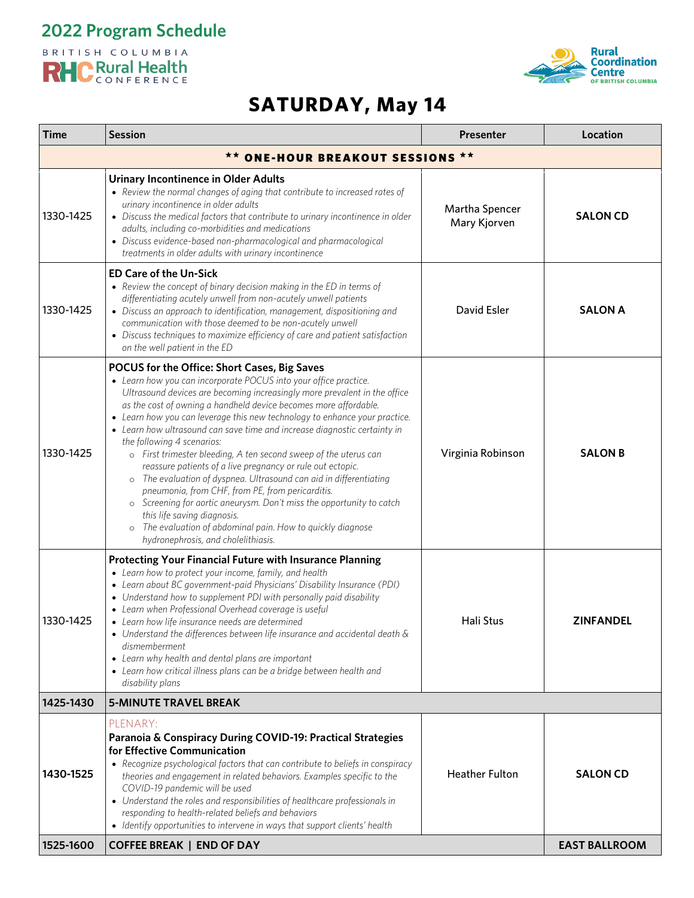## 2022 Program Schedule

BRITISH COLUMBIA RHC Rural Health CONFERENCE

Rural Coordination Centre OF BRITISH COLUMBIA

# SATURDAY, May 14

| Time | Session | Presenter | Location |
|---|---|---|---|
| | **\*\* ONE-HOUR BREAKOUT SESSIONS \*\*** | | |
| 1330-1425 | **Urinary Incontinence in Older Adults**<br>• *Review the normal changes of aging that contribute to increased rates of urinary incontinence in older adults*<br>• *Discuss the medical factors that contribute to urinary incontinence in older adults, including co-morbidities and medications*<br>• *Discuss evidence-based non-pharmacological and pharmacological treatments in older adults with urinary incontinence* | Martha Spencer<br>Mary Kjorven | **SALON CD** |
| 1330-1425 | **ED Care of the Un-Sick**<br>• *Review the concept of binary decision making in the ED in terms of differentiating acutely unwell from non-acutely unwell patients*<br>• *Discuss an approach to identification, management, dispositioning and communication with those deemed to be non-acutely unwell*<br>• *Discuss techniques to maximize efficiency of care and patient satisfaction on the well patient in the ED* | David Esler | **SALON A** |
| 1330-1425 | **POCUS for the Office: Short Cases, Big Saves**<br>• *Learn how you can incorporate POCUS into your office practice. Ultrasound devices are becoming increasingly more prevalent in the office as the cost of owning a handheld device becomes more affordable.*<br>• *Learn how you can leverage this new technology to enhance your practice.*<br>• *Learn how ultrasound can save time and increase diagnostic certainty in the following 4 scenarios:*<br>  ○ *First trimester bleeding, A ten second sweep of the uterus can reassure patients of a live pregnancy or rule out ectopic.*<br>  ○ *The evaluation of dyspnea. Ultrasound can aid in differentiating pneumonia, from CHF, from PE, from pericarditis.*<br>  ○ *Screening for aortic aneurysm. Don't miss the opportunity to catch this life saving diagnosis.*<br>  ○ *The evaluation of abdominal pain. How to quickly diagnose hydronephrosis, and cholelithiasis.* | Virginia Robinson | **SALON B** |
| 1330-1425 | **Protecting Your Financial Future with Insurance Planning**<br>• *Learn how to protect your income, family, and health*<br>• *Learn about BC government-paid Physicians' Disability Insurance (PDI)*<br>• *Understand how to supplement PDI with personally paid disability*<br>• *Learn when Professional Overhead coverage is useful*<br>• *Learn how life insurance needs are determined*<br>• *Understand the differences between life insurance and accidental death & dismemberment*<br>• *Learn why health and dental plans are important*<br>• *Learn how critical illness plans can be a bridge between health and disability plans* | Hali Stus | **ZINFANDEL** |
| **1425-1430** | **5-MINUTE TRAVEL BREAK** | | |
| **1430-1525** | PLENARY:<br>**Paranoia & Conspiracy During COVID-19: Practical Strategies for Effective Communication**<br>• *Recognize psychological factors that can contribute to beliefs in conspiracy theories and engagement in related behaviors. Examples specific to the COVID-19 pandemic will be used*<br>• *Understand the roles and responsibilities of healthcare professionals in responding to health-related beliefs and behaviors*<br>• *Identify opportunities to intervene in ways that support clients' health* | Heather Fulton | **SALON CD** |
| **1525-1600** | **COFFEE BREAK \| END OF DAY** | | **EAST BALLROOM** |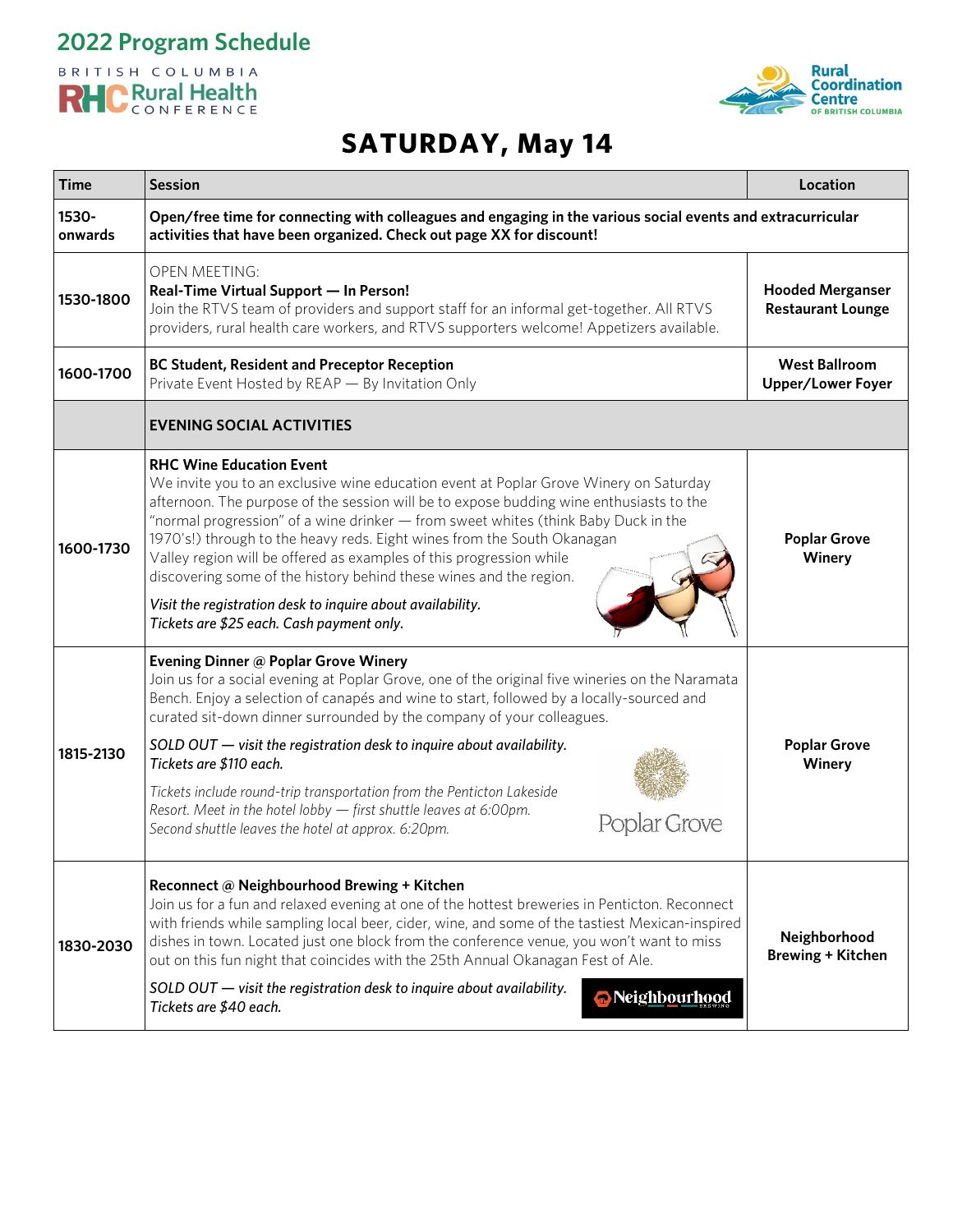## 2022 Program Schedule

BRITISH COLUMBIA RHC Rural Health CONFERENCE

Rural Coordination Centre OF BRITISH COLUMBIA

# SATURDAY, May 14

| Time | Session | Location |
|---|---|---|
| 1530-onwards | **Open/free time for connecting with colleagues and engaging in the various social events and extracurricular activities that have been organized. Check out page XX for discount!** | |
| 1530-1800 | OPEN MEETING:<br>**Real-Time Virtual Support — In Person!**<br>Join the RTVS team of providers and support staff for an informal get-together. All RTVS providers, rural health care workers, and RTVS supporters welcome! Appetizers available. | **Hooded Merganser Restaurant Lounge** |
| 1600-1700 | **BC Student, Resident and Preceptor Reception**<br>Private Event Hosted by REAP — By Invitation Only | **West Ballroom Upper/Lower Foyer** |
| | **EVENING SOCIAL ACTIVITIES** | |
| 1600-1730 | **RHC Wine Education Event**<br>We invite you to an exclusive wine education event at Poplar Grove Winery on Saturday afternoon. The purpose of the session will be to expose budding wine enthusiasts to the "normal progression" of a wine drinker — from sweet whites (think Baby Duck in the 1970's!) through to the heavy reds. Eight wines from the South Okanagan Valley region will be offered as examples of this progression while discovering some of the history behind these wines and the region.<br>*Visit the registration desk to inquire about availability.*<br>*Tickets are $25 each. Cash payment only.* | **Poplar Grove Winery** |
| 1815-2130 | **Evening Dinner @ Poplar Grove Winery**<br>Join us for a social evening at Poplar Grove, one of the original five wineries on the Naramata Bench. Enjoy a selection of canapés and wine to start, followed by a locally-sourced and curated sit-down dinner surrounded by the company of your colleagues.<br>*SOLD OUT — visit the registration desk to inquire about availability.*<br>*Tickets are $110 each.*<br>*Tickets include round-trip transportation from the Penticton Lakeside Resort. Meet in the hotel lobby — first shuttle leaves at 6:00pm. Second shuttle leaves the hotel at approx. 6:20pm.* | **Poplar Grove Winery** |
| 1830-2030 | **Reconnect @ Neighbourhood Brewing + Kitchen**<br>Join us for a fun and relaxed evening at one of the hottest breweries in Penticton. Reconnect with friends while sampling local beer, cider, wine, and some of the tastiest Mexican-inspired dishes in town. Located just one block from the conference venue, you won't want to miss out on this fun night that coincides with the 25th Annual Okanagan Fest of Ale.<br>*SOLD OUT — visit the registration desk to inquire about availability.*<br>*Tickets are $40 each.* | **Neighborhood Brewing + Kitchen** |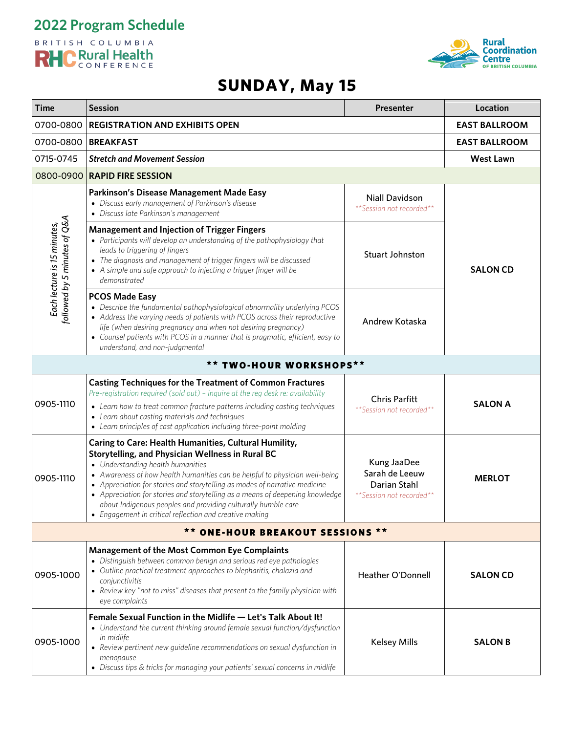# 2022 Program Schedule

BRITISH COLUMBIA RHC Rural Health CONFERENCE

Rural Coordination Centre OF BRITISH COLUMBIA

## SUNDAY, May 15

| Time | Session | Presenter | Location |
|---|---|---|---|
| 0700-0800 | **REGISTRATION AND EXHIBITS OPEN** | | **EAST BALLROOM** |
| 0700-0800 | **BREAKFAST** | | **EAST BALLROOM** |
| 0715-0745 | ***Stretch and Movement Session*** | | **West Lawn** |
| 0800-0900 | **RAPID FIRE SESSION** | | |
| *Each lecture is 15 minutes, followed by 5 minutes of Q&A* | **Parkinson's Disease Management Made Easy**<br>• *Discuss early management of Parkinson's disease*<br>• *Discuss late Parkinson's management* | Niall Davidson<br>*\*\*Session not recorded\*\** | **SALON CD** |
| | **Management and Injection of Trigger Fingers**<br>• *Participants will develop an understanding of the pathophysiology that leads to triggering of fingers*<br>• *The diagnosis and management of trigger fingers will be discussed*<br>• *A simple and safe approach to injecting a trigger finger will be demonstrated* | Stuart Johnston | **SALON CD** |
| | **PCOS Made Easy**<br>• *Describe the fundamental pathophysiological abnormality underlying PCOS*<br>• *Address the varying needs of patients with PCOS across their reproductive life (when desiring pregnancy and when not desiring pregnancy)*<br>• *Counsel patients with PCOS in a manner that is pragmatic, efficient, easy to understand, and non-judgmental* | Andrew Kotaska | **SALON CD** |
| | **\*\* TWO-HOUR WORKSHOPS\*\*** | | |
| 0905-1110 | **Casting Techniques for the Treatment of Common Fractures**<br>*Pre-registration required (sold out) – inquire at the reg desk re: availability*<br>• *Learn how to treat common fracture patterns including casting techniques*<br>• *Learn about casting materials and techniques*<br>• *Learn principles of cast application including three-point molding* | Chris Parfitt<br>*\*\*Session not recorded\*\** | **SALON A** |
| 0905-1110 | **Caring to Care: Health Humanities, Cultural Humility, Storytelling, and Physician Wellness in Rural BC**<br>• *Understanding health humanities*<br>• *Awareness of how health humanities can be helpful to physician well-being*<br>• *Appreciation for stories and storytelling as modes of narrative medicine*<br>• *Appreciation for stories and storytelling as a means of deepening knowledge about Indigenous peoples and providing culturally humble care*<br>• *Engagement in critical reflection and creative making* | Kung JaaDee<br>Sarah de Leeuw<br>Darian Stahl<br>*\*\*Session not recorded\*\** | **MERLOT** |
| | **\*\* ONE-HOUR BREAKOUT SESSIONS \*\*** | | |
| 0905-1000 | **Management of the Most Common Eye Complaints**<br>• *Distinguish between common benign and serious red eye pathologies*<br>• *Outline practical treatment approaches to blepharitis, chalazia and conjunctivitis*<br>• *Review key "not to miss" diseases that present to the family physician with eye complaints* | Heather O'Donnell | **SALON CD** |
| 0905-1000 | **Female Sexual Function in the Midlife — Let's Talk About It!**<br>• *Understand the current thinking around female sexual function/dysfunction in midlife*<br>• *Review pertinent new guideline recommendations on sexual dysfunction in menopause*<br>• *Discuss tips & tricks for managing your patients' sexual concerns in midlife* | Kelsey Mills | **SALON B** |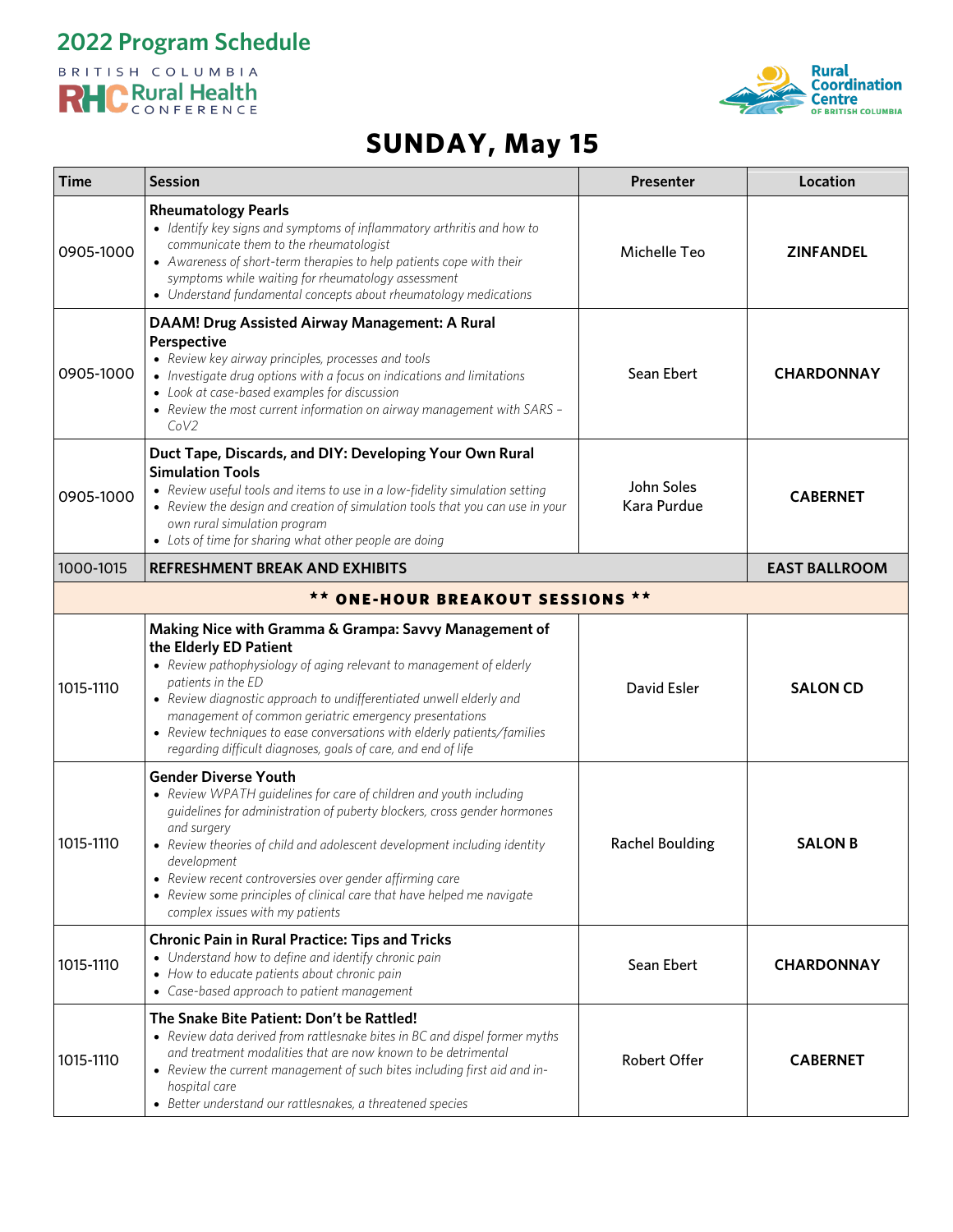# 2022 Program Schedule

BRITISH COLUMBIA RHC Rural Health CONFERENCE

Rural Coordination Centre OF BRITISH COLUMBIA

## SUNDAY, May 15

| Time | Session | Presenter | Location |
|---|---|---|---|
| 0905-1000 | **Rheumatology Pearls**<br>• *Identify key signs and symptoms of inflammatory arthritis and how to communicate them to the rheumatologist*<br>• *Awareness of short-term therapies to help patients cope with their symptoms while waiting for rheumatology assessment*<br>• *Understand fundamental concepts about rheumatology medications* | Michelle Teo | **ZINFANDEL** |
| 0905-1000 | **DAAM! Drug Assisted Airway Management: A Rural Perspective**<br>• *Review key airway principles, processes and tools*<br>• *Investigate drug options with a focus on indications and limitations*<br>• *Look at case-based examples for discussion*<br>• *Review the most current information on airway management with SARS – CoV2* | Sean Ebert | **CHARDONNAY** |
| 0905-1000 | **Duct Tape, Discards, and DIY: Developing Your Own Rural Simulation Tools**<br>• *Review useful tools and items to use in a low-fidelity simulation setting*<br>• *Review the design and creation of simulation tools that you can use in your own rural simulation program*<br>• *Lots of time for sharing what other people are doing* | John Soles<br>Kara Purdue | **CABERNET** |
| 1000-1015 | **REFRESHMENT BREAK AND EXHIBITS** | | **EAST BALLROOM** |
| | **\*\* ONE-HOUR BREAKOUT SESSIONS \*\*** | | |
| 1015-1110 | **Making Nice with Gramma & Grampa: Savvy Management of the Elderly ED Patient**<br>• *Review pathophysiology of aging relevant to management of elderly patients in the ED*<br>• *Review diagnostic approach to undifferentiated unwell elderly and management of common geriatric emergency presentations*<br>• *Review techniques to ease conversations with elderly patients/families regarding difficult diagnoses, goals of care, and end of life* | David Esler | **SALON CD** |
| 1015-1110 | **Gender Diverse Youth**<br>• *Review WPATH guidelines for care of children and youth including guidelines for administration of puberty blockers, cross gender hormones and surgery*<br>• *Review theories of child and adolescent development including identity development*<br>• *Review recent controversies over gender affirming care*<br>• *Review some principles of clinical care that have helped me navigate complex issues with my patients* | Rachel Boulding | **SALON B** |
| 1015-1110 | **Chronic Pain in Rural Practice: Tips and Tricks**<br>• *Understand how to define and identify chronic pain*<br>• *How to educate patients about chronic pain*<br>• *Case-based approach to patient management* | Sean Ebert | **CHARDONNAY** |
| 1015-1110 | **The Snake Bite Patient: Don't be Rattled!**<br>• *Review data derived from rattlesnake bites in BC and dispel former myths and treatment modalities that are now known to be detrimental*<br>• *Review the current management of such bites including first aid and in-hospital care*<br>• *Better understand our rattlesnakes, a threatened species* | Robert Offer | **CABERNET** |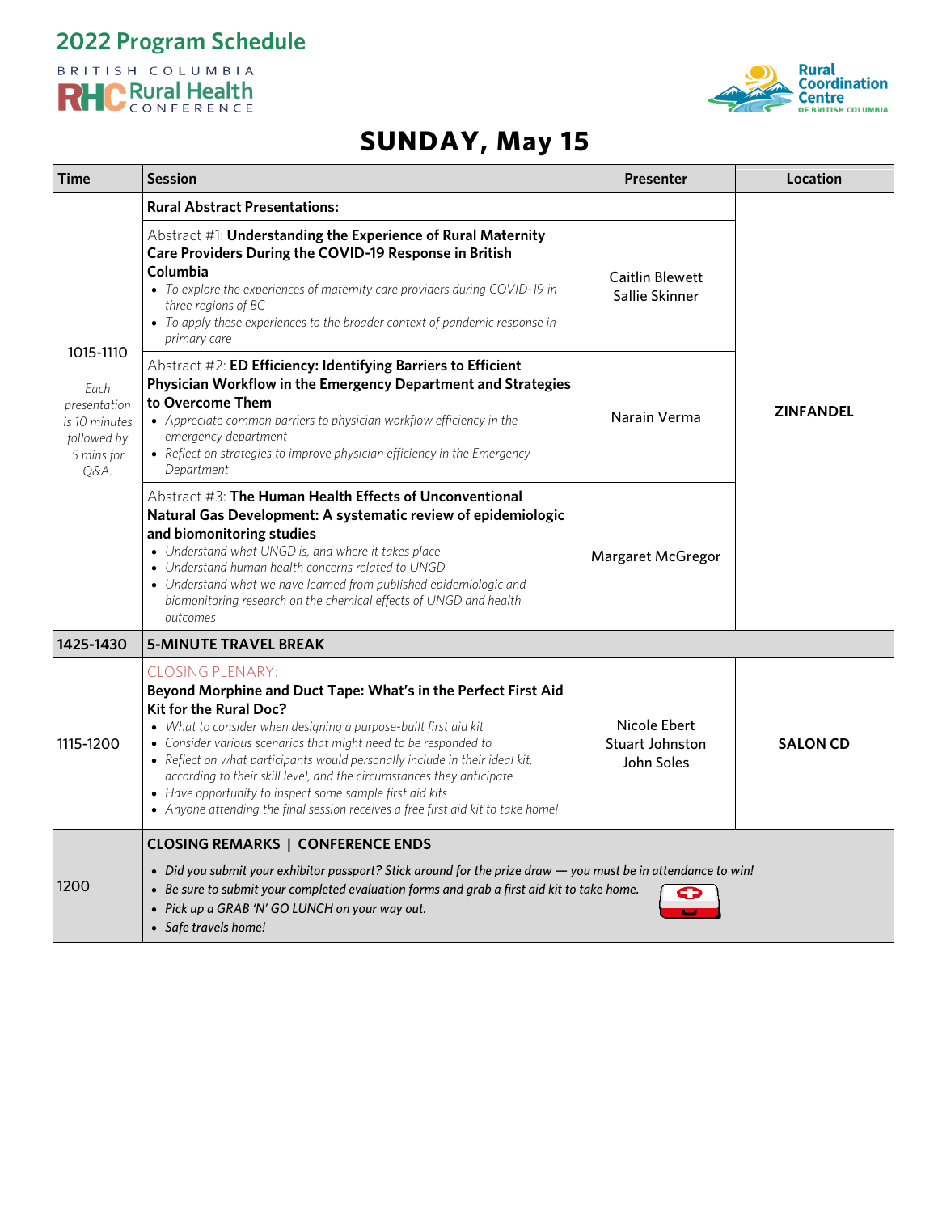## 2022 Program Schedule

BRITISH COLUMBIA RHC Rural Health CONFERENCE

Rural Coordination Centre OF BRITISH COLUMBIA

# SUNDAY, May 15

| Time | Session | Presenter | Location |
| --- | --- | --- | --- |
| 1015-1110<br><br>*Each presentation is 10 minutes followed by 5 mins for Q&A.* | **Rural Abstract Presentations:** | | ZINFANDEL |
| | Abstract #1: **Understanding the Experience of Rural Maternity Care Providers During the COVID-19 Response in British Columbia**<br>• *To explore the experiences of maternity care providers during COVID-19 in three regions of BC*<br>• *To apply these experiences to the broader context of pandemic response in primary care* | Caitlin Blewett<br>Sallie Skinner | |
| | Abstract #2: **ED Efficiency: Identifying Barriers to Efficient Physician Workflow in the Emergency Department and Strategies to Overcome Them**<br>• *Appreciate common barriers to physician workflow efficiency in the emergency department*<br>• *Reflect on strategies to improve physician efficiency in the Emergency Department* | Narain Verma | |
| | Abstract #3: **The Human Health Effects of Unconventional Natural Gas Development: A systematic review of epidemiologic and biomonitoring studies**<br>• *Understand what UNGD is, and where it takes place*<br>• *Understand human health concerns related to UNGD*<br>• *Understand what we have learned from published epidemiologic and biomonitoring research on the chemical effects of UNGD and health outcomes* | Margaret McGregor | |
| **1425-1430** | **5-MINUTE TRAVEL BREAK** | | |
| 1115-1200 | CLOSING PLENARY:<br>**Beyond Morphine and Duct Tape: What's in the Perfect First Aid Kit for the Rural Doc?**<br>• *What to consider when designing a purpose-built first aid kit*<br>• *Consider various scenarios that might need to be responded to*<br>• *Reflect on what participants would personally include in their ideal kit, according to their skill level, and the circumstances they anticipate*<br>• *Have opportunity to inspect some sample first aid kits*<br>• *Anyone attending the final session receives a free first aid kit to take home!* | Nicole Ebert<br>Stuart Johnston<br>John Soles | SALON CD |
| 1200 | **CLOSING REMARKS \| CONFERENCE ENDS**<br>• *Did you submit your exhibitor passport? Stick around for the prize draw — you must be in attendance to win!*<br>• *Be sure to submit your completed evaluation forms and grab a first aid kit to take home.*<br>• *Pick up a GRAB 'N' GO LUNCH on your way out.*<br>• *Safe travels home!* | | |